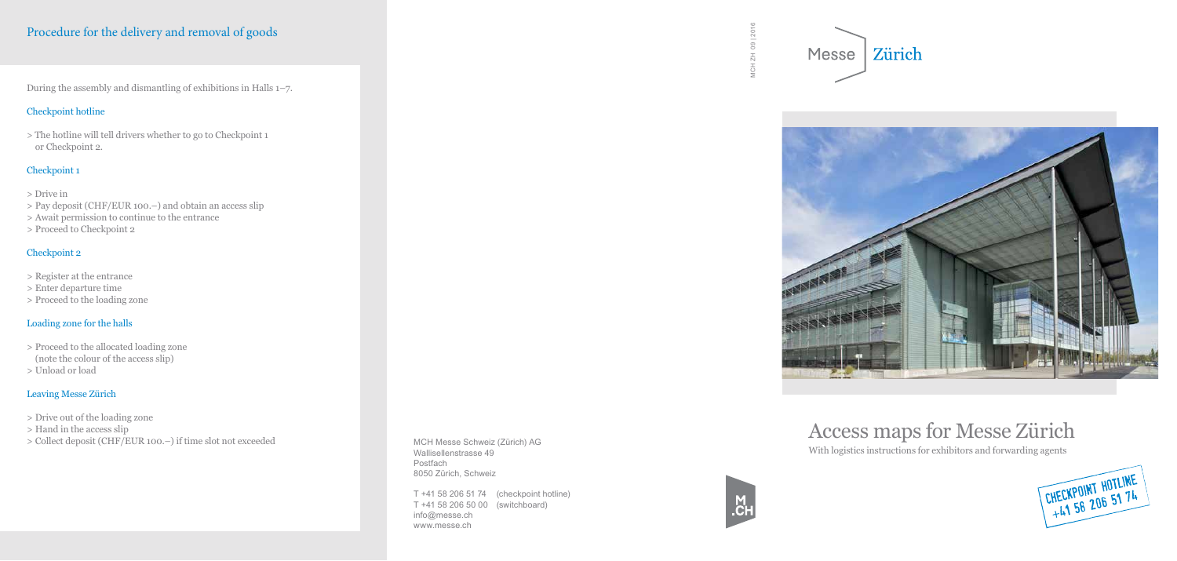## Procedure for the delivery and removal of goods

During the assembly and dismantling of exhibitions in Halls 1–7.

### Checkpoint hotline

> The hotline will tell drivers whether to go to Checkpoint 1 or Checkpoint 2.

### Checkpoint 1

> Drive in
> Pay deposit (CHF/EUR 100.–) and obtain an access slip
> Await permission to continue to the entrance
> Proceed to Checkpoint 2

### Checkpoint 2

> Register at the entrance
> Enter departure time
> Proceed to the loading zone

### Loading zone for the halls

> Proceed to the allocated loading zone (note the colour of the access slip)
> Unload or load

### Leaving Messe Zürich

> Drive out of the loading zone
> Hand in the access slip
> Collect deposit (CHF/EUR 100.–) if time slot not exceeded

MCH Messe Schweiz (Zürich) AG
Wallisellenstrasse 49
Postfach
8050 Zürich, Schweiz

T +41 58 206 51 74 (checkpoint hotline)
T +41 58 206 50 00 (switchboard)
info@messe.ch
www.messe.ch

MCH ZH 09 | 2016

Messe Zürich

# Access maps for Messe Zürich

With logistics instructions for exhibitors and forwarding agents

CHECKPOINT HOTLINE
+41 58 206 51 74

M
.CH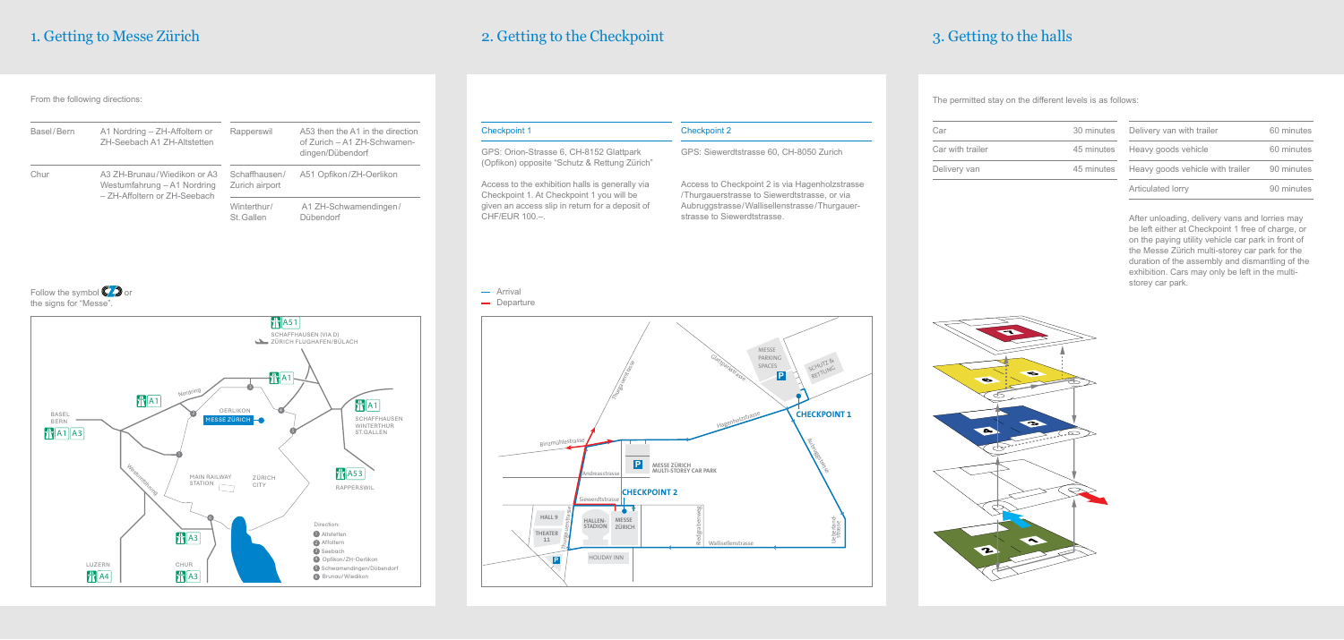## 1. Getting to Messe Zürich

From the following directions:

| | | | |
|---|---|---|---|
| Basel/Bern | A1 Nordring – ZH-Affoltern or ZH-Seebach A1 ZH-Altstetten | Rapperswil | A53 then the A1 in the direction of Zurich – A1 ZH-Schwamendingen/Dübendorf |
| Chur | A3 ZH-Brunau/Wiedikon or A3 Westumfahrung – A1 Nordring – ZH-Affoltern or ZH-Seebach | Schaffhausen/ Zurich airport | A51 Opfikon/ZH-Oerlikon |
| | | Winterthur/ St. Gallen | A1 ZH-Schwamendingen/ Dübendorf |

Follow the symbol or the signs for "Messe".

A51
SCHAFFHAUSEN (VIA D)
ZÜRICH FLUGHAFEN/BÜLACH
A1
Nordring
A1
BASEL
BERN
A1 A3
OERLIKON
MESSE ZÜRICH
A1
SCHAFFHAUSEN
WINTERTHUR
ST. GALLEN
Westumfahrung
MAIN RAILWAY STATION
ZÜRICH CITY
A53
RAPPERSWIL
A3
LUZERN
A4
CHUR
A3

Direction:
1 Altstetten
2 Affoltern
3 Seebach
4 Opfikon/ZH-Oerlikon
5 Schwamendingen/Dübendorf
6 Brunau/Wiedikon

## 2. Getting to the Checkpoint

### Checkpoint 1

GPS: Orion-Strasse 6, CH-8152 Glattpark (Opfikon) opposite "Schutz & Rettung Zürich"

Access to the exhibition halls is generally via Checkpoint 1. At Checkpoint 1 you will be given an access slip in return for a deposit of CHF/EUR 100.–.

### Checkpoint 2

GPS: Siewerdtstrasse 60, CH-8050 Zurich

Access to Checkpoint 2 is via Hagenholzstrasse /Thurgauerstrasse to Siewerdtstrasse, or via Aubruggstrasse/Wallisellenstrasse/Thurgauerstrasse to Siewerdtstrasse.

— Arrival
— Departure

MESSE PARKING SPACES
SCHUTZ & RETTUNG
Glattparkstrasse
Thurgauerstrasse
Hagenholzstrasse
CHECKPOINT 1
Binzmühlestrasse
Aubruggstrasse
MESSE ZÜRICH MULTI-STOREY CAR PARK
Andreasstrasse
CHECKPOINT 2
Siewerdtstrasse
HALL 9
THEATER 11
HALLENSTADION
MESSE ZÜRICH
Riedgrabenweg
Ueberlandstrasse
Wallisellenstrasse
HOLIDAY INN

## 3. Getting to the halls

The permitted stay on the different levels is as follows:

| | | | |
|---|---|---|---|
| Car | 30 minutes | Delivery van with trailer | 60 minutes |
| Car with trailer | 45 minutes | Heavy goods vehicle | 60 minutes |
| Delivery van | 45 minutes | Heavy goods vehicle with trailer | 90 minutes |
| | | Articulated lorry | 90 minutes |

After unloading, delivery vans and lorries may be left either at Checkpoint 1 free of charge, or on the paying utility vehicle car park in front of the Messe Zürich multi-storey car park for the duration of the assembly and dismantling of the exhibition. Cars may only be left in the multi-storey car park.

7
6
5
4
3
2
1